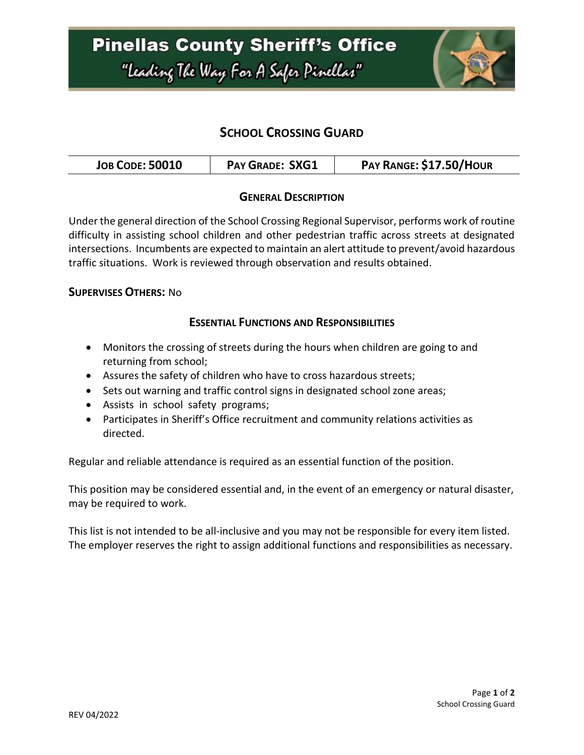# Pinellas County Sheriff's Office

*"Leading The Way For A Safer Pinellas"*

## SCHOOL CROSSING GUARD

| JOB CODE: 50010 | PAY GRADE: SXG1 | PAY RANGE: $17.50/HOUR |
|---|---|---|

### GENERAL DESCRIPTION

Under the general direction of the School Crossing Regional Supervisor, performs work of routine difficulty in assisting school children and other pedestrian traffic across streets at designated intersections. Incumbents are expected to maintain an alert attitude to prevent/avoid hazardous traffic situations. Work is reviewed through observation and results obtained.

**SUPERVISES OTHERS:** No

### ESSENTIAL FUNCTIONS AND RESPONSIBILITIES

- Monitors the crossing of streets during the hours when children are going to and returning from school;
- Assures the safety of children who have to cross hazardous streets;
- Sets out warning and traffic control signs in designated school zone areas;
- Assists in school safety programs;
- Participates in Sheriff's Office recruitment and community relations activities as directed.

Regular and reliable attendance is required as an essential function of the position.

This position may be considered essential and, in the event of an emergency or natural disaster, may be required to work.

This list is not intended to be all-inclusive and you may not be responsible for every item listed. The employer reserves the right to assign additional functions and responsibilities as necessary.

REV 04/2022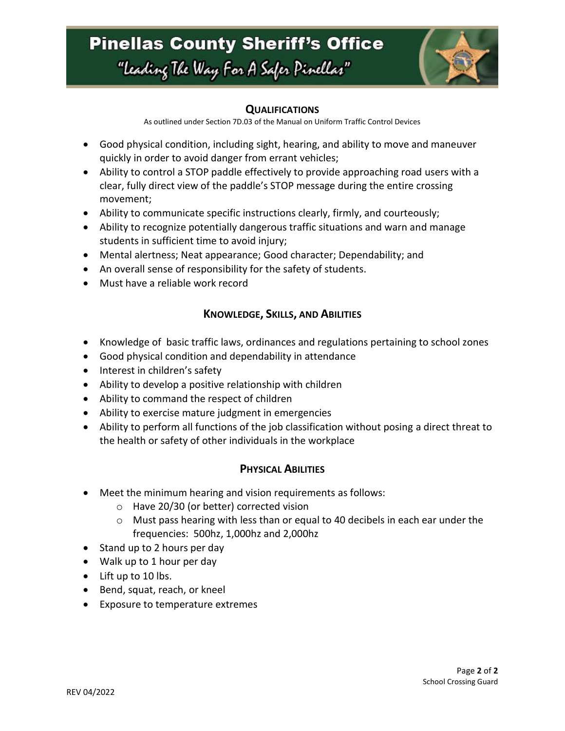## Qualifications

As outlined under Section 7D.03 of the Manual on Uniform Traffic Control Devices

- Good physical condition, including sight, hearing, and ability to move and maneuver quickly in order to avoid danger from errant vehicles;
- Ability to control a STOP paddle effectively to provide approaching road users with a clear, fully direct view of the paddle's STOP message during the entire crossing movement;
- Ability to communicate specific instructions clearly, firmly, and courteously;
- Ability to recognize potentially dangerous traffic situations and warn and manage students in sufficient time to avoid injury;
- Mental alertness; Neat appearance; Good character; Dependability; and
- An overall sense of responsibility for the safety of students.
- Must have a reliable work record

## Knowledge, Skills, and Abilities

- Knowledge of basic traffic laws, ordinances and regulations pertaining to school zones
- Good physical condition and dependability in attendance
- Interest in children's safety
- Ability to develop a positive relationship with children
- Ability to command the respect of children
- Ability to exercise mature judgment in emergencies
- Ability to perform all functions of the job classification without posing a direct threat to the health or safety of other individuals in the workplace

## Physical Abilities

- Meet the minimum hearing and vision requirements as follows:
  - Have 20/30 (or better) corrected vision
  - Must pass hearing with less than or equal to 40 decibels in each ear under the frequencies: 500hz, 1,000hz and 2,000hz
- Stand up to 2 hours per day
- Walk up to 1 hour per day
- Lift up to 10 lbs.
- Bend, squat, reach, or kneel
- Exposure to temperature extremes

REV 04/2022